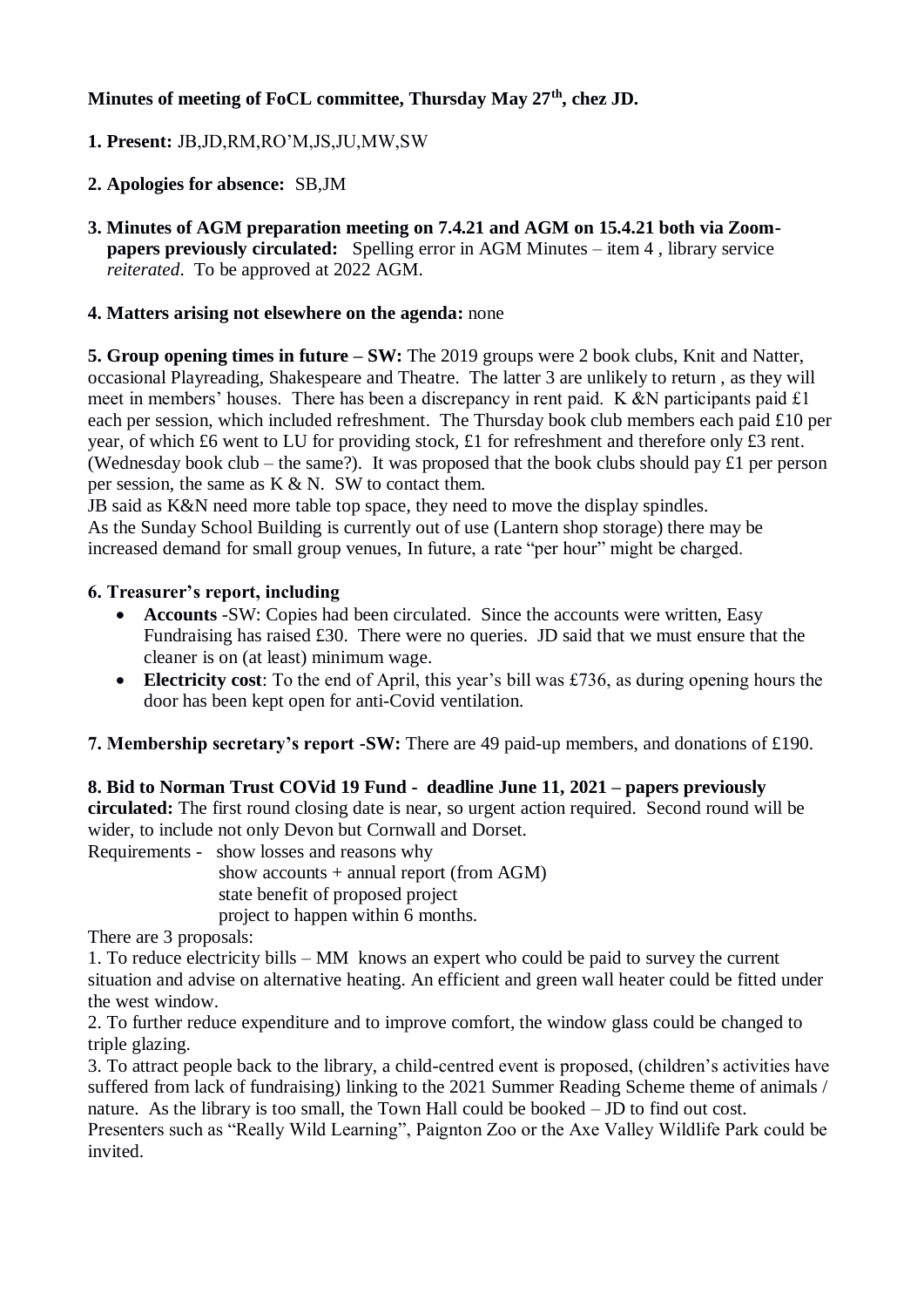**Minutes of meeting of FoCL committee, Thursday May 27th, chez JD.**

**1. Present:** JB,JD,RM,RO'M,JS,JU,MW,SW

**2. Apologies for absence:** SB,JM

**3. Minutes of AGM preparation meeting on 7.4.21 and AGM on 15.4.21 both via Zoom- papers previously circulated:** Spelling error in AGM Minutes – item 4 , library service *reiterated*. To be approved at 2022 AGM.

**4. Matters arising not elsewhere on the agenda:** none

**5. Group opening times in future – SW:** The 2019 groups were 2 book clubs, Knit and Natter, occasional Playreading, Shakespeare and Theatre. The latter 3 are unlikely to return , as they will meet in members' houses. There has been a discrepancy in rent paid. K &N participants paid £1 each per session, which included refreshment. The Thursday book club members each paid £10 per year, of which £6 went to LU for providing stock, £1 for refreshment and therefore only £3 rent. (Wednesday book club – the same?). It was proposed that the book clubs should pay £1 per person per session, the same as K & N. SW to contact them.
JB said as K&N need more table top space, they need to move the display spindles.
As the Sunday School Building is currently out of use (Lantern shop storage) there may be increased demand for small group venues, In future, a rate "per hour" might be charged.

**6. Treasurer's report, including**

- **Accounts** -SW: Copies had been circulated. Since the accounts were written, Easy Fundraising has raised £30. There were no queries. JD said that we must ensure that the cleaner is on (at least) minimum wage.
- **Electricity cost**: To the end of April, this year's bill was £736, as during opening hours the door has been kept open for anti-Covid ventilation.

**7. Membership secretary's report -SW:** There are 49 paid-up members, and donations of £190.

**8. Bid to Norman Trust COVid 19 Fund - deadline June 11, 2021 – papers previously circulated:** The first round closing date is near, so urgent action required. Second round will be wider, to include not only Devon but Cornwall and Dorset.
Requirements - show losses and reasons why
show accounts + annual report (from AGM)
state benefit of proposed project
project to happen within 6 months.
There are 3 proposals:
1. To reduce electricity bills – MM knows an expert who could be paid to survey the current situation and advise on alternative heating. An efficient and green wall heater could be fitted under the west window.
2. To further reduce expenditure and to improve comfort, the window glass could be changed to triple glazing.
3. To attract people back to the library, a child-centred event is proposed, (children's activities have suffered from lack of fundraising) linking to the 2021 Summer Reading Scheme theme of animals / nature. As the library is too small, the Town Hall could be booked – JD to find out cost.
Presenters such as "Really Wild Learning", Paignton Zoo or the Axe Valley Wildlife Park could be invited.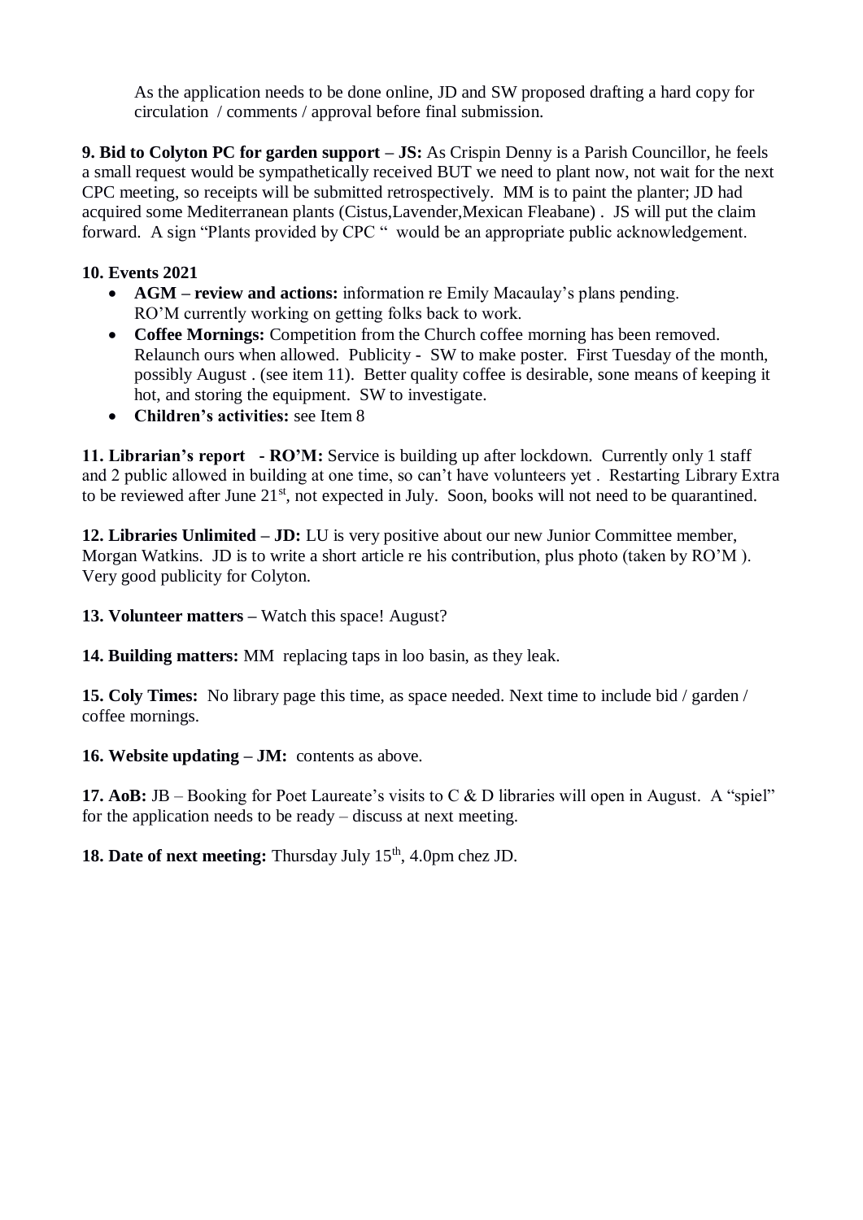As the application needs to be done online, JD and SW proposed drafting a hard copy for circulation / comments / approval before final submission.

**9. Bid to Colyton PC for garden support – JS:** As Crispin Denny is a Parish Councillor, he feels a small request would be sympathetically received BUT we need to plant now, not wait for the next CPC meeting, so receipts will be submitted retrospectively. MM is to paint the planter; JD had acquired some Mediterranean plants (Cistus,Lavender,Mexican Fleabane) . JS will put the claim forward. A sign "Plants provided by CPC " would be an appropriate public acknowledgement.

**10. Events 2021**

- **AGM – review and actions:** information re Emily Macaulay's plans pending. RO'M currently working on getting folks back to work.
- **Coffee Mornings:** Competition from the Church coffee morning has been removed. Relaunch ours when allowed. Publicity - SW to make poster. First Tuesday of the month, possibly August . (see item 11). Better quality coffee is desirable, sone means of keeping it hot, and storing the equipment. SW to investigate.
- **Children's activities:** see Item 8

**11. Librarian's report - RO'M:** Service is building up after lockdown. Currently only 1 staff and 2 public allowed in building at one time, so can't have volunteers yet . Restarting Library Extra to be reviewed after June 21st, not expected in July. Soon, books will not need to be quarantined.

**12. Libraries Unlimited – JD:** LU is very positive about our new Junior Committee member, Morgan Watkins. JD is to write a short article re his contribution, plus photo (taken by RO'M ). Very good publicity for Colyton.

**13. Volunteer matters –** Watch this space! August?

**14. Building matters:** MM replacing taps in loo basin, as they leak.

**15. Coly Times:** No library page this time, as space needed. Next time to include bid / garden / coffee mornings.

**16. Website updating – JM:** contents as above.

**17. AoB:** JB – Booking for Poet Laureate's visits to C & D libraries will open in August. A "spiel" for the application needs to be ready – discuss at next meeting.

**18. Date of next meeting:** Thursday July 15th, 4.0pm chez JD.